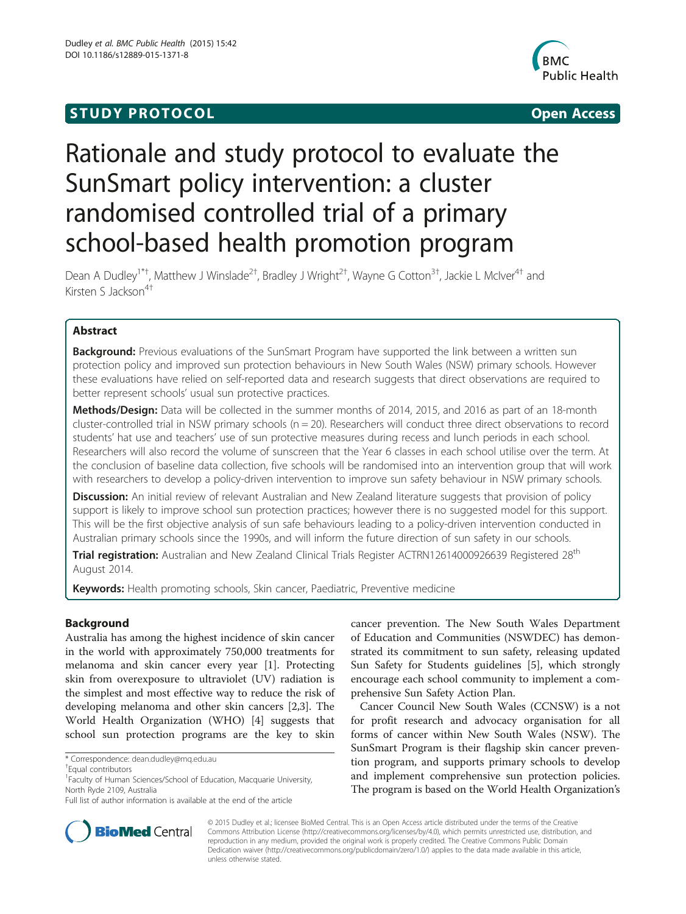**STUDY PROTOCOL** **Open Access**

# Rationale and study protocol to evaluate the SunSmart policy intervention: a cluster randomised controlled trial of a primary school-based health promotion program

Dean A Dudley[1*†], Matthew J Winslade[2†], Bradley J Wright[2†], Wayne G Cotton[3†], Jackie L McIver[4†] and Kirsten S Jackson[4†]

## Abstract

**Background:** Previous evaluations of the SunSmart Program have supported the link between a written sun protection policy and improved sun protection behaviours in New South Wales (NSW) primary schools. However these evaluations have relied on self-reported data and research suggests that direct observations are required to better represent schools' usual sun protective practices.

**Methods/Design:** Data will be collected in the summer months of 2014, 2015, and 2016 as part of an 18-month cluster-controlled trial in NSW primary schools (n = 20). Researchers will conduct three direct observations to record students' hat use and teachers' use of sun protective measures during recess and lunch periods in each school. Researchers will also record the volume of sunscreen that the Year 6 classes in each school utilise over the term. At the conclusion of baseline data collection, five schools will be randomised into an intervention group that will work with researchers to develop a policy-driven intervention to improve sun safety behaviour in NSW primary schools.

**Discussion:** An initial review of relevant Australian and New Zealand literature suggests that provision of policy support is likely to improve school sun protection practices; however there is no suggested model for this support. This will be the first objective analysis of sun safe behaviours leading to a policy-driven intervention conducted in Australian primary schools since the 1990s, and will inform the future direction of sun safety in our schools.

**Trial registration:** Australian and New Zealand Clinical Trials Register ACTRN12614000926639 Registered 28th August 2014.

**Keywords:** Health promoting schools, Skin cancer, Paediatric, Preventive medicine

## Background

Australia has among the highest incidence of skin cancer in the world with approximately 750,000 treatments for melanoma and skin cancer every year [1]. Protecting skin from overexposure to ultraviolet (UV) radiation is the simplest and most effective way to reduce the risk of developing melanoma and other skin cancers [2,3]. The World Health Organization (WHO) [4] suggests that school sun protection programs are the key to skin cancer prevention. The New South Wales Department of Education and Communities (NSWDEC) has demonstrated its commitment to sun safety, releasing updated Sun Safety for Students guidelines [5], which strongly encourage each school community to implement a comprehensive Sun Safety Action Plan.

Cancer Council New South Wales (CCNSW) is a not for profit research and advocacy organisation for all forms of cancer within New South Wales (NSW). The SunSmart Program is their flagship skin cancer prevention program, and supports primary schools to develop and implement comprehensive sun protection policies. The program is based on the World Health Organization's

\* Correspondence: dean.dudley@mq.edu.au

†Equal contributors

[1]Faculty of Human Sciences/School of Education, Macquarie University, North Ryde 2109, Australia

Full list of author information is available at the end of the article

© 2015 Dudley et al.; licensee BioMed Central. This is an Open Access article distributed under the terms of the Creative Commons Attribution License (http://creativecommons.org/licenses/by/4.0), which permits unrestricted use, distribution, and reproduction in any medium, provided the original work is properly credited. The Creative Commons Public Domain Dedication waiver (http://creativecommons.org/publicdomain/zero/1.0/) applies to the data made available in this article, unless otherwise stated.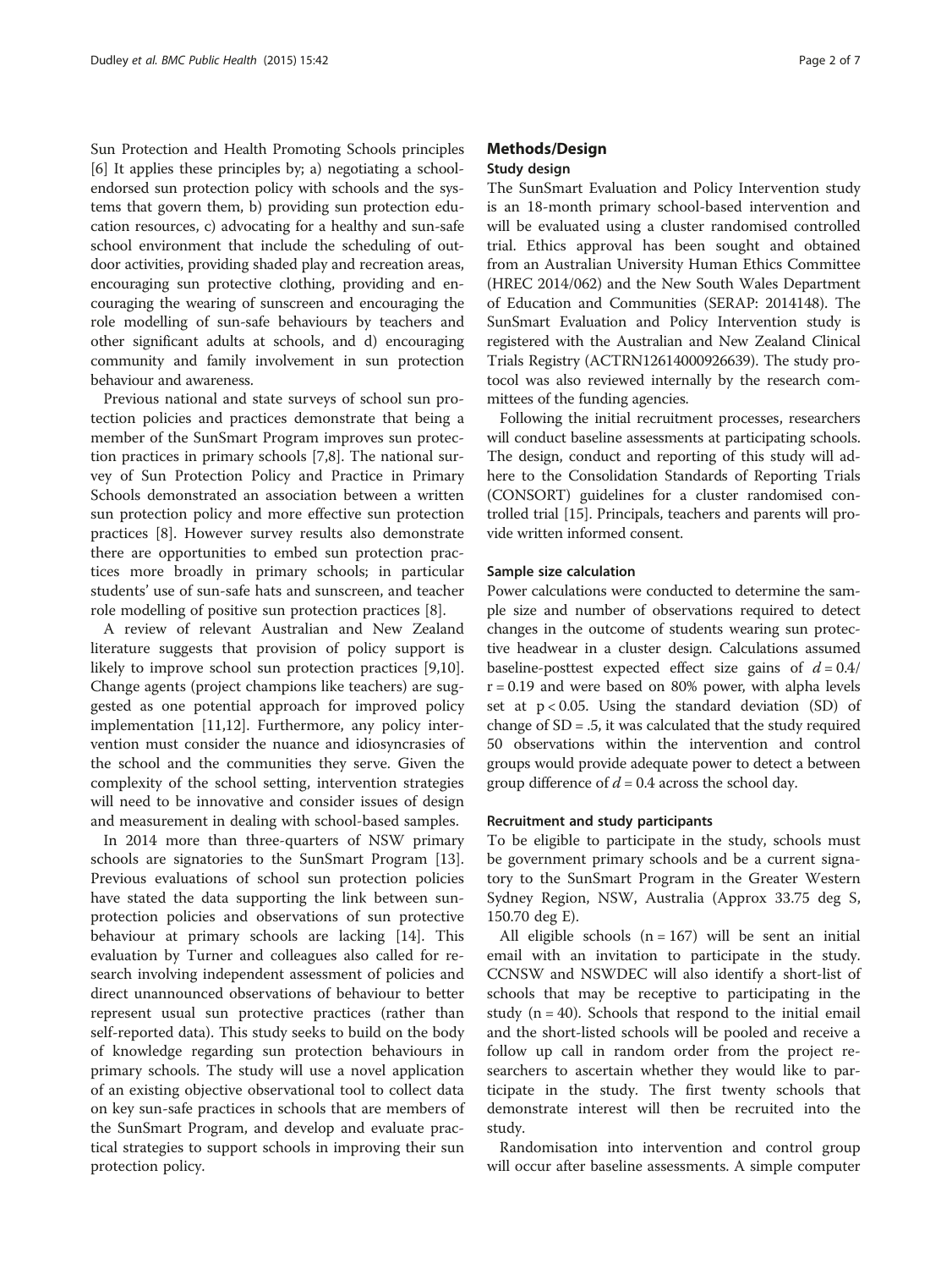Sun Protection and Health Promoting Schools principles [6] It applies these principles by; a) negotiating a school-endorsed sun protection policy with schools and the systems that govern them, b) providing sun protection education resources, c) advocating for a healthy and sun-safe school environment that include the scheduling of outdoor activities, providing shaded play and recreation areas, encouraging sun protective clothing, providing and encouraging the wearing of sunscreen and encouraging the role modelling of sun-safe behaviours by teachers and other significant adults at schools, and d) encouraging community and family involvement in sun protection behaviour and awareness.

Previous national and state surveys of school sun protection policies and practices demonstrate that being a member of the SunSmart Program improves sun protection practices in primary schools [7,8]. The national survey of Sun Protection Policy and Practice in Primary Schools demonstrated an association between a written sun protection policy and more effective sun protection practices [8]. However survey results also demonstrate there are opportunities to embed sun protection practices more broadly in primary schools; in particular students' use of sun-safe hats and sunscreen, and teacher role modelling of positive sun protection practices [8].

A review of relevant Australian and New Zealand literature suggests that provision of policy support is likely to improve school sun protection practices [9,10]. Change agents (project champions like teachers) are suggested as one potential approach for improved policy implementation [11,12]. Furthermore, any policy intervention must consider the nuance and idiosyncrasies of the school and the communities they serve. Given the complexity of the school setting, intervention strategies will need to be innovative and consider issues of design and measurement in dealing with school-based samples.

In 2014 more than three-quarters of NSW primary schools are signatories to the SunSmart Program [13]. Previous evaluations of school sun protection policies have stated the data supporting the link between sun-protection policies and observations of sun protective behaviour at primary schools are lacking [14]. This evaluation by Turner and colleagues also called for research involving independent assessment of policies and direct unannounced observations of behaviour to better represent usual sun protective practices (rather than self-reported data). This study seeks to build on the body of knowledge regarding sun protection behaviours in primary schools. The study will use a novel application of an existing objective observational tool to collect data on key sun-safe practices in schools that are members of the SunSmart Program, and develop and evaluate practical strategies to support schools in improving their sun protection policy.

## Methods/Design

### Study design

The SunSmart Evaluation and Policy Intervention study is an 18-month primary school-based intervention and will be evaluated using a cluster randomised controlled trial. Ethics approval has been sought and obtained from an Australian University Human Ethics Committee (HREC 2014/062) and the New South Wales Department of Education and Communities (SERAP: 2014148). The SunSmart Evaluation and Policy Intervention study is registered with the Australian and New Zealand Clinical Trials Registry (ACTRN12614000926639). The study protocol was also reviewed internally by the research committees of the funding agencies.

Following the initial recruitment processes, researchers will conduct baseline assessments at participating schools. The design, conduct and reporting of this study will adhere to the Consolidation Standards of Reporting Trials (CONSORT) guidelines for a cluster randomised controlled trial [15]. Principals, teachers and parents will provide written informed consent.

### Sample size calculation

Power calculations were conducted to determine the sample size and number of observations required to detect changes in the outcome of students wearing sun protective headwear in a cluster design. Calculations assumed baseline-posttest expected effect size gains of $d = 0.4$/ $r = 0.19$ and were based on 80% power, with alpha levels set at $p < 0.05$. Using the standard deviation (SD) of change of SD = .5, it was calculated that the study required 50 observations within the intervention and control groups would provide adequate power to detect a between group difference of $d = 0.4$ across the school day.

### Recruitment and study participants

To be eligible to participate in the study, schools must be government primary schools and be a current signatory to the SunSmart Program in the Greater Western Sydney Region, NSW, Australia (Approx 33.75 deg S, 150.70 deg E).

All eligible schools ($n = 167$) will be sent an initial email with an invitation to participate in the study. CCNSW and NSWDEC will also identify a short-list of schools that may be receptive to participating in the study ($n = 40$). Schools that respond to the initial email and the short-listed schools will be pooled and receive a follow up call in random order from the project researchers to ascertain whether they would like to participate in the study. The first twenty schools that demonstrate interest will then be recruited into the study.

Randomisation into intervention and control group will occur after baseline assessments. A simple computer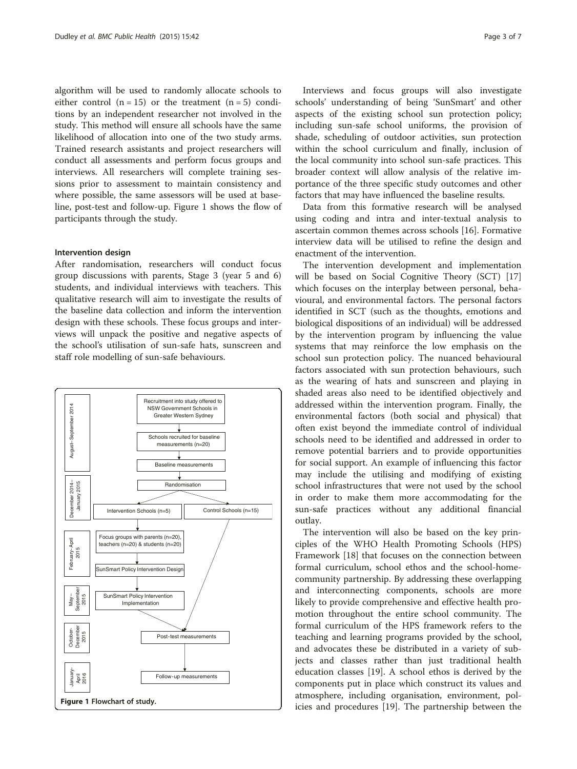algorithm will be used to randomly allocate schools to either control (n = 15) or the treatment (n = 5) conditions by an independent researcher not involved in the study. This method will ensure all schools have the same likelihood of allocation into one of the two study arms. Trained research assistants and project researchers will conduct all assessments and perform focus groups and interviews. All researchers will complete training sessions prior to assessment to maintain consistency and where possible, the same assessors will be used at baseline, post-test and follow-up. Figure 1 shows the flow of participants through the study.

#### Intervention design

After randomisation, researchers will conduct focus group discussions with parents, Stage 3 (year 5 and 6) students, and individual interviews with teachers. This qualitative research will aim to investigate the results of the baseline data collection and inform the intervention design with these schools. These focus groups and interviews will unpack the positive and negative aspects of the school's utilisation of sun-safe hats, sunscreen and staff role modelling of sun-safe behaviours.

August– September 2014

Recruitment into study offered to NSW Government Schools in Greater Western Sydney

Schools recruited for baseline measurements (n=20)

Baseline measurements

December 2014– January 2015

Randomisation

Intervention Schools (n=5)

Control Schools (n=15)

February- April 2015

Focus groups with parents (n=20), teachers (n=20) & students (n=20)

SunSmart Policy Intervention Design

May – September 2015

SunSmart Policy Intervention Implementation

October- December 2015

Post-test measurements

January- April 2016

Follow-up measurements

**Figure 1** Flowchart of study.

Interviews and focus groups will also investigate schools' understanding of being 'SunSmart' and other aspects of the existing school sun protection policy; including sun-safe school uniforms, the provision of shade, scheduling of outdoor activities, sun protection within the school curriculum and finally, inclusion of the local community into school sun-safe practices. This broader context will allow analysis of the relative importance of the three specific study outcomes and other factors that may have influenced the baseline results.

Data from this formative research will be analysed using coding and intra and inter-textual analysis to ascertain common themes across schools [16]. Formative interview data will be utilised to refine the design and enactment of the intervention.

The intervention development and implementation will be based on Social Cognitive Theory (SCT) [17] which focuses on the interplay between personal, behavioural, and environmental factors. The personal factors identified in SCT (such as the thoughts, emotions and biological dispositions of an individual) will be addressed by the intervention program by influencing the value systems that may reinforce the low emphasis on the school sun protection policy. The nuanced behavioural factors associated with sun protection behaviours, such as the wearing of hats and sunscreen and playing in shaded areas also need to be identified objectively and addressed within the intervention program. Finally, the environmental factors (both social and physical) that often exist beyond the immediate control of individual schools need to be identified and addressed in order to remove potential barriers and to provide opportunities for social support. An example of influencing this factor may include the utilising and modifying of existing school infrastructures that were not used by the school in order to make them more accommodating for the sun-safe practices without any additional financial outlay.

The intervention will also be based on the key principles of the WHO Health Promoting Schools (HPS) Framework [18] that focuses on the connection between formal curriculum, school ethos and the school-home-community partnership. By addressing these overlapping and interconnecting components, schools are more likely to provide comprehensive and effective health promotion throughout the entire school community. The formal curriculum of the HPS framework refers to the teaching and learning programs provided by the school, and advocates these be distributed in a variety of subjects and classes rather than just traditional health education classes [19]. A school ethos is derived by the components put in place which construct its values and atmosphere, including organisation, environment, policies and procedures [19]. The partnership between the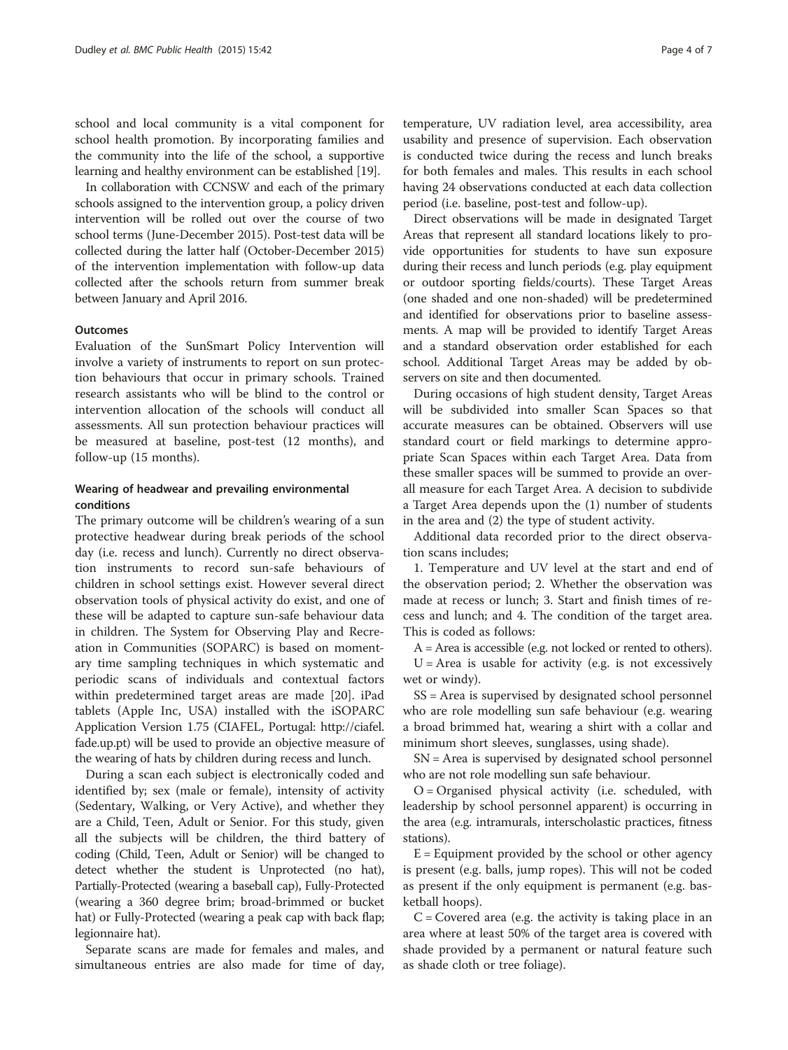school and local community is a vital component for school health promotion. By incorporating families and the community into the life of the school, a supportive learning and healthy environment can be established [19].

In collaboration with CCNSW and each of the primary schools assigned to the intervention group, a policy driven intervention will be rolled out over the course of two school terms (June-December 2015). Post-test data will be collected during the latter half (October-December 2015) of the intervention implementation with follow-up data collected after the schools return from summer break between January and April 2016.

### Outcomes

Evaluation of the SunSmart Policy Intervention will involve a variety of instruments to report on sun protection behaviours that occur in primary schools. Trained research assistants who will be blind to the control or intervention allocation of the schools will conduct all assessments. All sun protection behaviour practices will be measured at baseline, post-test (12 months), and follow-up (15 months).

#### Wearing of headwear and prevailing environmental conditions

The primary outcome will be children's wearing of a sun protective headwear during break periods of the school day (i.e. recess and lunch). Currently no direct observation instruments to record sun-safe behaviours of children in school settings exist. However several direct observation tools of physical activity do exist, and one of these will be adapted to capture sun-safe behaviour data in children. The System for Observing Play and Recreation in Communities (SOPARC) is based on momentary time sampling techniques in which systematic and periodic scans of individuals and contextual factors within predetermined target areas are made [20]. iPad tablets (Apple Inc, USA) installed with the iSOPARC Application Version 1.75 (CIAFEL, Portugal: http://ciafel.fade.up.pt) will be used to provide an objective measure of the wearing of hats by children during recess and lunch.

During a scan each subject is electronically coded and identified by; sex (male or female), intensity of activity (Sedentary, Walking, or Very Active), and whether they are a Child, Teen, Adult or Senior. For this study, given all the subjects will be children, the third battery of coding (Child, Teen, Adult or Senior) will be changed to detect whether the student is Unprotected (no hat), Partially-Protected (wearing a baseball cap), Fully-Protected (wearing a 360 degree brim; broad-brimmed or bucket hat) or Fully-Protected (wearing a peak cap with back flap; legionnaire hat).

Separate scans are made for females and males, and simultaneous entries are also made for time of day, temperature, UV radiation level, area accessibility, area usability and presence of supervision. Each observation is conducted twice during the recess and lunch breaks for both females and males. This results in each school having 24 observations conducted at each data collection period (i.e. baseline, post-test and follow-up).

Direct observations will be made in designated Target Areas that represent all standard locations likely to provide opportunities for students to have sun exposure during their recess and lunch periods (e.g. play equipment or outdoor sporting fields/courts). These Target Areas (one shaded and one non-shaded) will be predetermined and identified for observations prior to baseline assessments. A map will be provided to identify Target Areas and a standard observation order established for each school. Additional Target Areas may be added by observers on site and then documented.

During occasions of high student density, Target Areas will be subdivided into smaller Scan Spaces so that accurate measures can be obtained. Observers will use standard court or field markings to determine appropriate Scan Spaces within each Target Area. Data from these smaller spaces will be summed to provide an overall measure for each Target Area. A decision to subdivide a Target Area depends upon the (1) number of students in the area and (2) the type of student activity.

Additional data recorded prior to the direct observation scans includes;

1. Temperature and UV level at the start and end of the observation period; 2. Whether the observation was made at recess or lunch; 3. Start and finish times of recess and lunch; and 4. The condition of the target area. This is coded as follows:

A = Area is accessible (e.g. not locked or rented to others).

U = Area is usable for activity (e.g. is not excessively wet or windy).

SS = Area is supervised by designated school personnel who are role modelling sun safe behaviour (e.g. wearing a broad brimmed hat, wearing a shirt with a collar and minimum short sleeves, sunglasses, using shade).

SN = Area is supervised by designated school personnel who are not role modelling sun safe behaviour.

O = Organised physical activity (i.e. scheduled, with leadership by school personnel apparent) is occurring in the area (e.g. intramurals, interscholastic practices, fitness stations).

E = Equipment provided by the school or other agency is present (e.g. balls, jump ropes). This will not be coded as present if the only equipment is permanent (e.g. basketball hoops).

C = Covered area (e.g. the activity is taking place in an area where at least 50% of the target area is covered with shade provided by a permanent or natural feature such as shade cloth or tree foliage).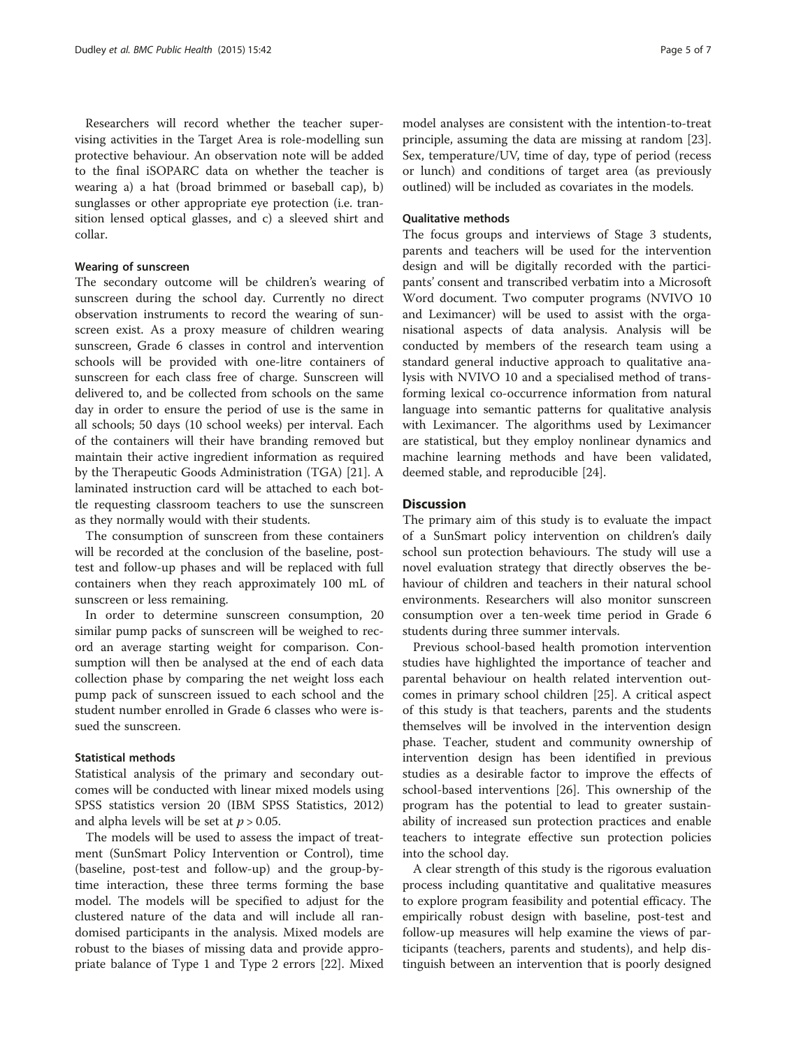Researchers will record whether the teacher supervising activities in the Target Area is role-modelling sun protective behaviour. An observation note will be added to the final iSOPARC data on whether the teacher is wearing a) a hat (broad brimmed or baseball cap), b) sunglasses or other appropriate eye protection (i.e. transition lensed optical glasses, and c) a sleeved shirt and collar.

#### Wearing of sunscreen

The secondary outcome will be children's wearing of sunscreen during the school day. Currently no direct observation instruments to record the wearing of sunscreen exist. As a proxy measure of children wearing sunscreen, Grade 6 classes in control and intervention schools will be provided with one-litre containers of sunscreen for each class free of charge. Sunscreen will delivered to, and be collected from schools on the same day in order to ensure the period of use is the same in all schools; 50 days (10 school weeks) per interval. Each of the containers will their have branding removed but maintain their active ingredient information as required by the Therapeutic Goods Administration (TGA) [21]. A laminated instruction card will be attached to each bottle requesting classroom teachers to use the sunscreen as they normally would with their students.

The consumption of sunscreen from these containers will be recorded at the conclusion of the baseline, post-test and follow-up phases and will be replaced with full containers when they reach approximately 100 mL of sunscreen or less remaining.

In order to determine sunscreen consumption, 20 similar pump packs of sunscreen will be weighed to record an average starting weight for comparison. Consumption will then be analysed at the end of each data collection phase by comparing the net weight loss each pump pack of sunscreen issued to each school and the student number enrolled in Grade 6 classes who were issued the sunscreen.

#### Statistical methods

Statistical analysis of the primary and secondary outcomes will be conducted with linear mixed models using SPSS statistics version 20 (IBM SPSS Statistics, 2012) and alpha levels will be set at $p > 0.05$.

The models will be used to assess the impact of treatment (SunSmart Policy Intervention or Control), time (baseline, post-test and follow-up) and the group-by-time interaction, these three terms forming the base model. The models will be specified to adjust for the clustered nature of the data and will include all randomised participants in the analysis. Mixed models are robust to the biases of missing data and provide appropriate balance of Type 1 and Type 2 errors [22]. Mixed model analyses are consistent with the intention-to-treat principle, assuming the data are missing at random [23]. Sex, temperature/UV, time of day, type of period (recess or lunch) and conditions of target area (as previously outlined) will be included as covariates in the models.

#### Qualitative methods

The focus groups and interviews of Stage 3 students, parents and teachers will be used for the intervention design and will be digitally recorded with the participants' consent and transcribed verbatim into a Microsoft Word document. Two computer programs (NVIVO 10 and Leximancer) will be used to assist with the organisational aspects of data analysis. Analysis will be conducted by members of the research team using a standard general inductive approach to qualitative analysis with NVIVO 10 and a specialised method of transforming lexical co-occurrence information from natural language into semantic patterns for qualitative analysis with Leximancer. The algorithms used by Leximancer are statistical, but they employ nonlinear dynamics and machine learning methods and have been validated, deemed stable, and reproducible [24].

## Discussion

The primary aim of this study is to evaluate the impact of a SunSmart policy intervention on children's daily school sun protection behaviours. The study will use a novel evaluation strategy that directly observes the behaviour of children and teachers in their natural school environments. Researchers will also monitor sunscreen consumption over a ten-week time period in Grade 6 students during three summer intervals.

Previous school-based health promotion intervention studies have highlighted the importance of teacher and parental behaviour on health related intervention outcomes in primary school children [25]. A critical aspect of this study is that teachers, parents and the students themselves will be involved in the intervention design phase. Teacher, student and community ownership of intervention design has been identified in previous studies as a desirable factor to improve the effects of school-based interventions [26]. This ownership of the program has the potential to lead to greater sustainability of increased sun protection practices and enable teachers to integrate effective sun protection policies into the school day.

A clear strength of this study is the rigorous evaluation process including quantitative and qualitative measures to explore program feasibility and potential efficacy. The empirically robust design with baseline, post-test and follow-up measures will help examine the views of participants (teachers, parents and students), and help distinguish between an intervention that is poorly designed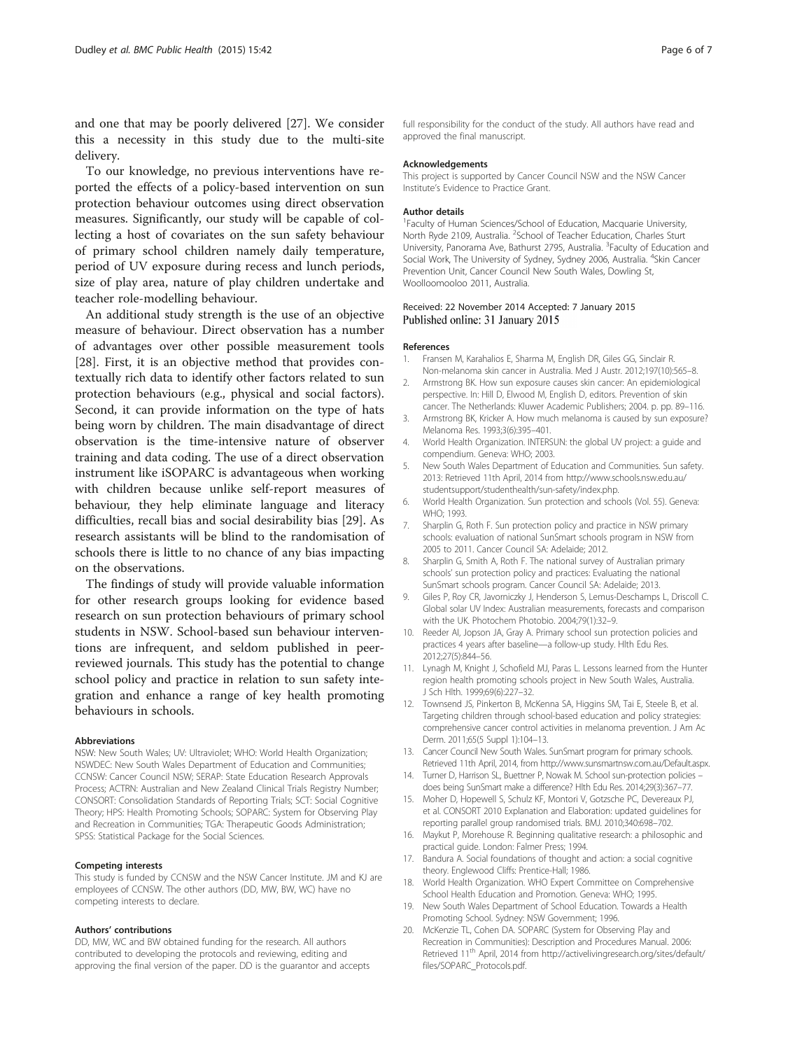and one that may be poorly delivered [27]. We consider this a necessity in this study due to the multi-site delivery.

To our knowledge, no previous interventions have reported the effects of a policy-based intervention on sun protection behaviour outcomes using direct observation measures. Significantly, our study will be capable of collecting a host of covariates on the sun safety behaviour of primary school children namely daily temperature, period of UV exposure during recess and lunch periods, size of play area, nature of play children undertake and teacher role-modelling behaviour.

An additional study strength is the use of an objective measure of behaviour. Direct observation has a number of advantages over other possible measurement tools [28]. First, it is an objective method that provides contextually rich data to identify other factors related to sun protection behaviours (e.g., physical and social factors). Second, it can provide information on the type of hats being worn by children. The main disadvantage of direct observation is the time-intensive nature of observer training and data coding. The use of a direct observation instrument like iSOPARC is advantageous when working with children because unlike self-report measures of behaviour, they help eliminate language and literacy difficulties, recall bias and social desirability bias [29]. As research assistants will be blind to the randomisation of schools there is little to no chance of any bias impacting on the observations.

The findings of study will provide valuable information for other research groups looking for evidence based research on sun protection behaviours of primary school students in NSW. School-based sun behaviour interventions are infrequent, and seldom published in peer-reviewed journals. This study has the potential to change school policy and practice in relation to sun safety integration and enhance a range of key health promoting behaviours in schools.

#### Abbreviations

NSW: New South Wales; UV: Ultraviolet; WHO: World Health Organization; NSWDEC: New South Wales Department of Education and Communities; CCNSW: Cancer Council NSW; SERAP: State Education Research Approvals Process; ACTRN: Australian and New Zealand Clinical Trials Registry Number; CONSORT: Consolidation Standards of Reporting Trials; SCT: Social Cognitive Theory; HPS: Health Promoting Schools; SOPARC: System for Observing Play and Recreation in Communities; TGA: Therapeutic Goods Administration; SPSS: Statistical Package for the Social Sciences.

#### Competing interests

This study is funded by CCNSW and the NSW Cancer Institute. JM and KJ are employees of CCNSW. The other authors (DD, MW, BW, WC) have no competing interests to declare.

#### Authors' contributions

DD, MW, WC and BW obtained funding for the research. All authors contributed to developing the protocols and reviewing, editing and approving the final version of the paper. DD is the guarantor and accepts full responsibility for the conduct of the study. All authors have read and approved the final manuscript.

#### Acknowledgements

This project is supported by Cancer Council NSW and the NSW Cancer Institute's Evidence to Practice Grant.

#### Author details

[1]Faculty of Human Sciences/School of Education, Macquarie University, North Ryde 2109, Australia. [2]School of Teacher Education, Charles Sturt University, Panorama Ave, Bathurst 2795, Australia. [3]Faculty of Education and Social Work, The University of Sydney, Sydney 2006, Australia. [4]Skin Cancer Prevention Unit, Cancer Council New South Wales, Dowling St, Woolloomooloo 2011, Australia.

Received: 22 November 2014 Accepted: 7 January 2015
Published online: 31 January 2015

#### References

1. Fransen M, Karahalios E, Sharma M, English DR, Giles GG, Sinclair R. Non-melanoma skin cancer in Australia. Med J Austr. 2012;197(10):565–8.
2. Armstrong BK. How sun exposure causes skin cancer: An epidemiological perspective. In: Hill D, Elwood M, English D, editors. Prevention of skin cancer. The Netherlands: Kluwer Academic Publishers; 2004. p. pp. 89–116.
3. Armstrong BK, Kricker A. How much melanoma is caused by sun exposure? Melanoma Res. 1993;3(6):395–401.
4. World Health Organization. INTERSUN: the global UV project: a guide and compendium. Geneva: WHO; 2003.
5. New South Wales Department of Education and Communities. Sun safety. 2013: Retrieved 11th April, 2014 from http://www.schools.nsw.edu.au/studentsupport/studenthealth/sun-safety/index.php.
6. World Health Organization. Sun protection and schools (Vol. 55). Geneva: WHO; 1993.
7. Sharplin G, Roth F. Sun protection policy and practice in NSW primary schools: evaluation of national SunSmart schools program in NSW from 2005 to 2011. Cancer Council SA: Adelaide; 2012.
8. Sharplin G, Smith A, Roth F. The national survey of Australian primary schools' sun protection policy and practices: Evaluating the national SunSmart schools program. Cancer Council SA: Adelaide; 2013.
9. Giles P, Roy CR, Javorniczky J, Henderson S, Lemus-Deschamps L, Driscoll C. Global solar UV Index: Australian measurements, forecasts and comparison with the UK. Photochem Photobio. 2004;79(1):32–9.
10. Reeder AI, Jopson JA, Gray A. Primary school sun protection policies and practices 4 years after baseline—a follow-up study. Hlth Edu Res. 2012;27(5):844–56.
11. Lynagh M, Knight J, Schofield MJ, Paras L. Lessons learned from the Hunter region health promoting schools project in New South Wales, Australia. J Sch Hlth. 1999;69(6):227–32.
12. Townsend JS, Pinkerton B, McKenna SA, Higgins SM, Tai E, Steele B, et al. Targeting children through school-based education and policy strategies: comprehensive cancer control activities in melanoma prevention. J Am Ac Derm. 2011;65(5 Suppl 1):104–13.
13. Cancer Council New South Wales. SunSmart program for primary schools. Retrieved 11th April, 2014, from http://www.sunsmartnsw.com.au/Default.aspx.
14. Turner D, Harrison SL, Buettner P, Nowak M. School sun-protection policies – does being SunSmart make a difference? Hlth Edu Res. 2014;29(3):367–77.
15. Moher D, Hopewell S, Schulz KF, Montori V, Gotzsche PC, Devereaux PJ, et al. CONSORT 2010 Explanation and Elaboration: updated guidelines for reporting parallel group randomised trials. BMJ. 2010;340:698–702.
16. Maykut P, Morehouse R. Beginning qualitative research: a philosophic and practical guide. London: Falmer Press; 1994.
17. Bandura A. Social foundations of thought and action: a social cognitive theory. Englewood Cliffs: Prentice-Hall; 1986.
18. World Health Organization. WHO Expert Committee on Comprehensive School Health Education and Promotion. Geneva: WHO; 1995.
19. New South Wales Department of School Education. Towards a Health Promoting School. Sydney: NSW Government; 1996.
20. McKenzie TL, Cohen DA. SOPARC (System for Observing Play and Recreation in Communities): Description and Procedures Manual. 2006: Retrieved 11th April, 2014 from http://activelivingresearch.org/sites/default/files/SOPARC_Protocols.pdf.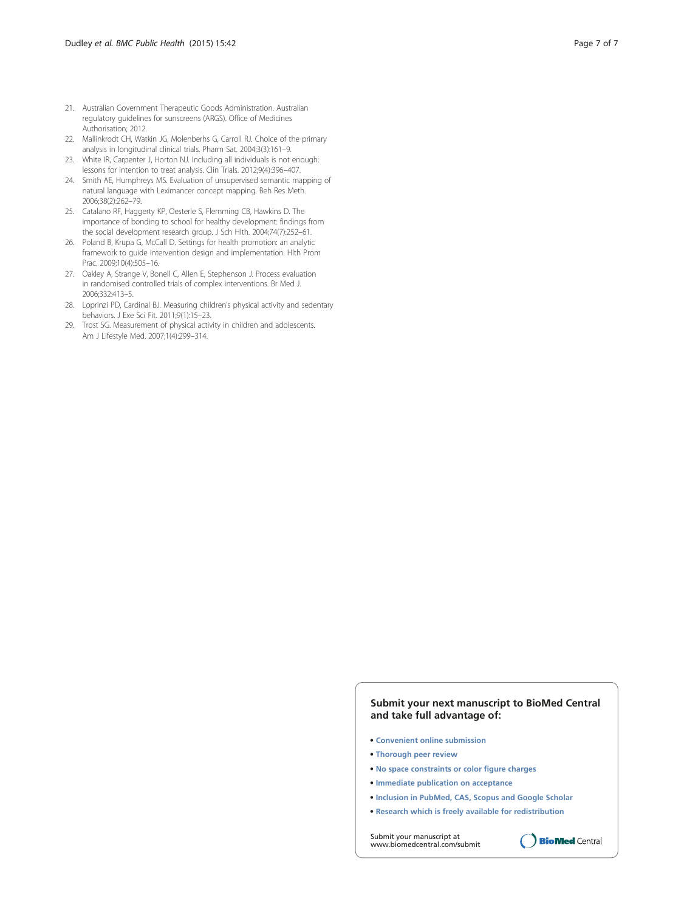21. Australian Government Therapeutic Goods Administration. Australian regulatory guidelines for sunscreens (ARGS). Office of Medicines Authorisation; 2012.
22. Mallinkrodt CH, Watkin JG, Molenberhs G, Carroll RJ. Choice of the primary analysis in longitudinal clinical trials. Pharm Sat. 2004;3(3):161–9.
23. White IR, Carpenter J, Horton NJ. Including all individuals is not enough: lessons for intention to treat analysis. Clin Trials. 2012;9(4):396–407.
24. Smith AE, Humphreys MS. Evaluation of unsupervised semantic mapping of natural language with Leximancer concept mapping. Beh Res Meth. 2006;38(2):262–79.
25. Catalano RF, Haggerty KP, Oesterle S, Flemming CB, Hawkins D. The importance of bonding to school for healthy development: findings from the social development research group. J Sch Hlth. 2004;74(7):252–61.
26. Poland B, Krupa G, McCall D. Settings for health promotion: an analytic framework to guide intervention design and implementation. Hlth Prom Prac. 2009;10(4):505–16.
27. Oakley A, Strange V, Bonell C, Allen E, Stephenson J. Process evaluation in randomised controlled trials of complex interventions. Br Med J. 2006;332:413–5.
28. Loprinzi PD, Cardinal BJ. Measuring children's physical activity and sedentary behaviors. J Exe Sci Fit. 2011;9(1):15–23.
29. Trost SG. Measurement of physical activity in children and adolescents. Am J Lifestyle Med. 2007;1(4):299–314.

**Submit your next manuscript to BioMed Central and take full advantage of:**

- **Convenient online submission**
- **Thorough peer review**
- **No space constraints or color figure charges**
- **Immediate publication on acceptance**
- **Inclusion in PubMed, CAS, Scopus and Google Scholar**
- **Research which is freely available for redistribution**

Submit your manuscript at
www.biomedcentral.com/submit

BioMed Central